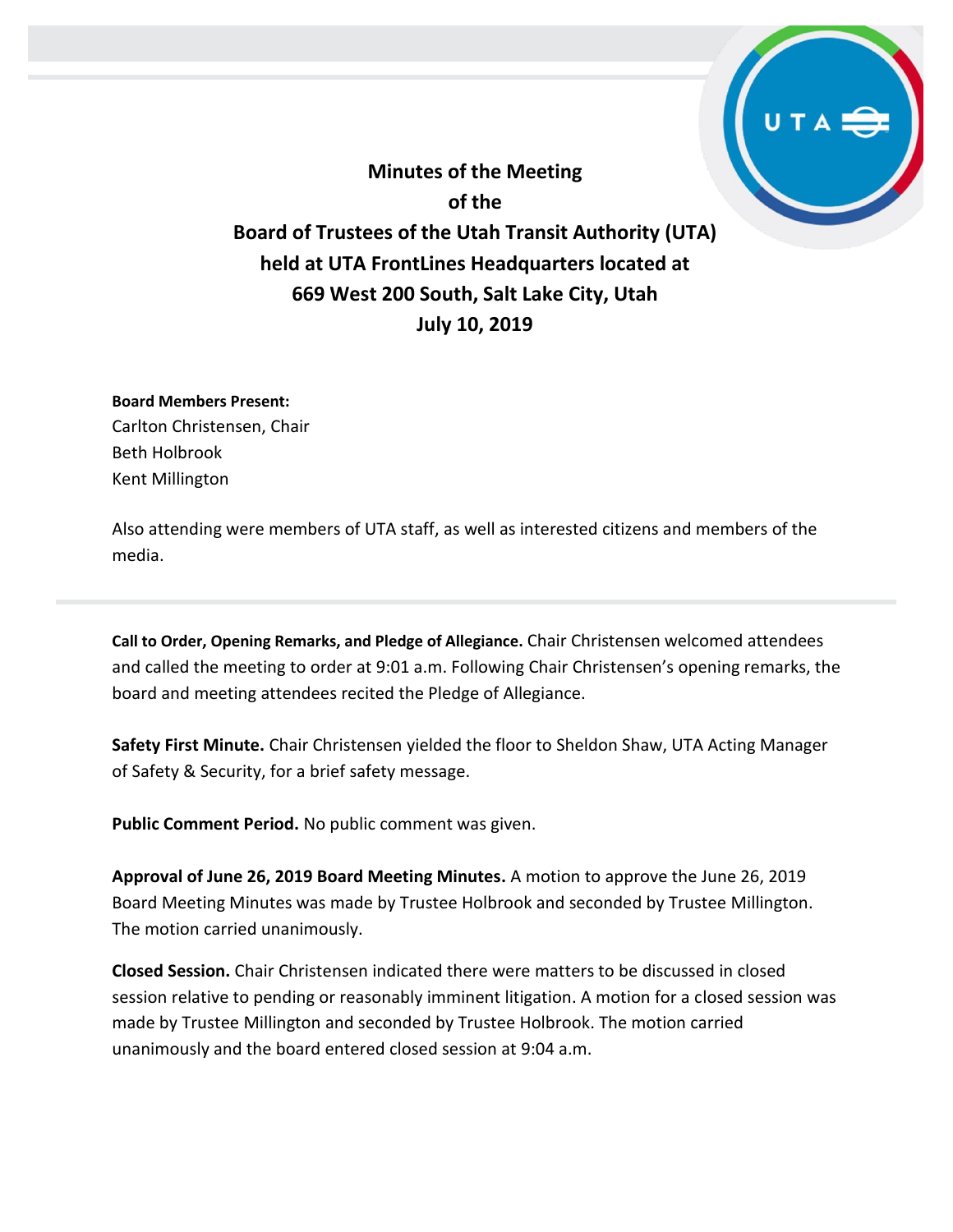# Minutes of the Meeting of the Board of Trustees of the Utah Transit Authority (UTA) held at UTA FrontLines Headquarters located at 669 West 200 South, Salt Lake City, Utah July 10, 2019

**Board Members Present:**
Carlton Christensen, Chair
Beth Holbrook
Kent Millington

Also attending were members of UTA staff, as well as interested citizens and members of the media.

---

**Call to Order, Opening Remarks, and Pledge of Allegiance.** Chair Christensen welcomed attendees and called the meeting to order at 9:01 a.m. Following Chair Christensen's opening remarks, the board and meeting attendees recited the Pledge of Allegiance.

**Safety First Minute.** Chair Christensen yielded the floor to Sheldon Shaw, UTA Acting Manager of Safety & Security, for a brief safety message.

**Public Comment Period.** No public comment was given.

**Approval of June 26, 2019 Board Meeting Minutes.** A motion to approve the June 26, 2019 Board Meeting Minutes was made by Trustee Holbrook and seconded by Trustee Millington. The motion carried unanimously.

**Closed Session.** Chair Christensen indicated there were matters to be discussed in closed session relative to pending or reasonably imminent litigation. A motion for a closed session was made by Trustee Millington and seconded by Trustee Holbrook. The motion carried unanimously and the board entered closed session at 9:04 a.m.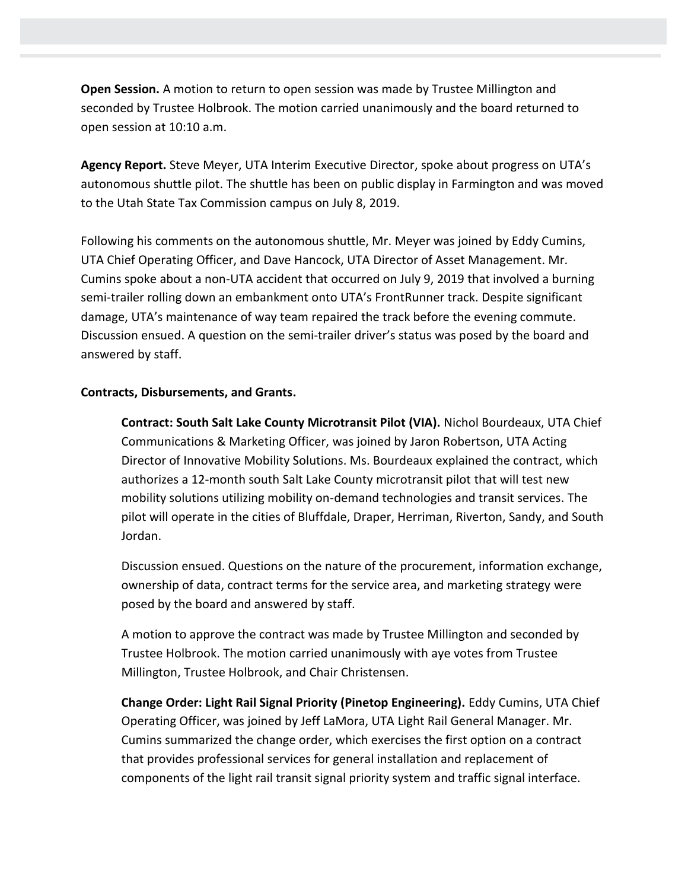**Open Session.** A motion to return to open session was made by Trustee Millington and seconded by Trustee Holbrook. The motion carried unanimously and the board returned to open session at 10:10 a.m.

**Agency Report.** Steve Meyer, UTA Interim Executive Director, spoke about progress on UTA's autonomous shuttle pilot. The shuttle has been on public display in Farmington and was moved to the Utah State Tax Commission campus on July 8, 2019.

Following his comments on the autonomous shuttle, Mr. Meyer was joined by Eddy Cumins, UTA Chief Operating Officer, and Dave Hancock, UTA Director of Asset Management. Mr. Cumins spoke about a non-UTA accident that occurred on July 9, 2019 that involved a burning semi-trailer rolling down an embankment onto UTA's FrontRunner track. Despite significant damage, UTA's maintenance of way team repaired the track before the evening commute. Discussion ensued. A question on the semi-trailer driver's status was posed by the board and answered by staff.

**Contracts, Disbursements, and Grants.**

**Contract: South Salt Lake County Microtransit Pilot (VIA).** Nichol Bourdeaux, UTA Chief Communications & Marketing Officer, was joined by Jaron Robertson, UTA Acting Director of Innovative Mobility Solutions. Ms. Bourdeaux explained the contract, which authorizes a 12-month south Salt Lake County microtransit pilot that will test new mobility solutions utilizing mobility on-demand technologies and transit services. The pilot will operate in the cities of Bluffdale, Draper, Herriman, Riverton, Sandy, and South Jordan.

Discussion ensued. Questions on the nature of the procurement, information exchange, ownership of data, contract terms for the service area, and marketing strategy were posed by the board and answered by staff.

A motion to approve the contract was made by Trustee Millington and seconded by Trustee Holbrook. The motion carried unanimously with aye votes from Trustee Millington, Trustee Holbrook, and Chair Christensen.

**Change Order: Light Rail Signal Priority (Pinetop Engineering).** Eddy Cumins, UTA Chief Operating Officer, was joined by Jeff LaMora, UTA Light Rail General Manager. Mr. Cumins summarized the change order, which exercises the first option on a contract that provides professional services for general installation and replacement of components of the light rail transit signal priority system and traffic signal interface.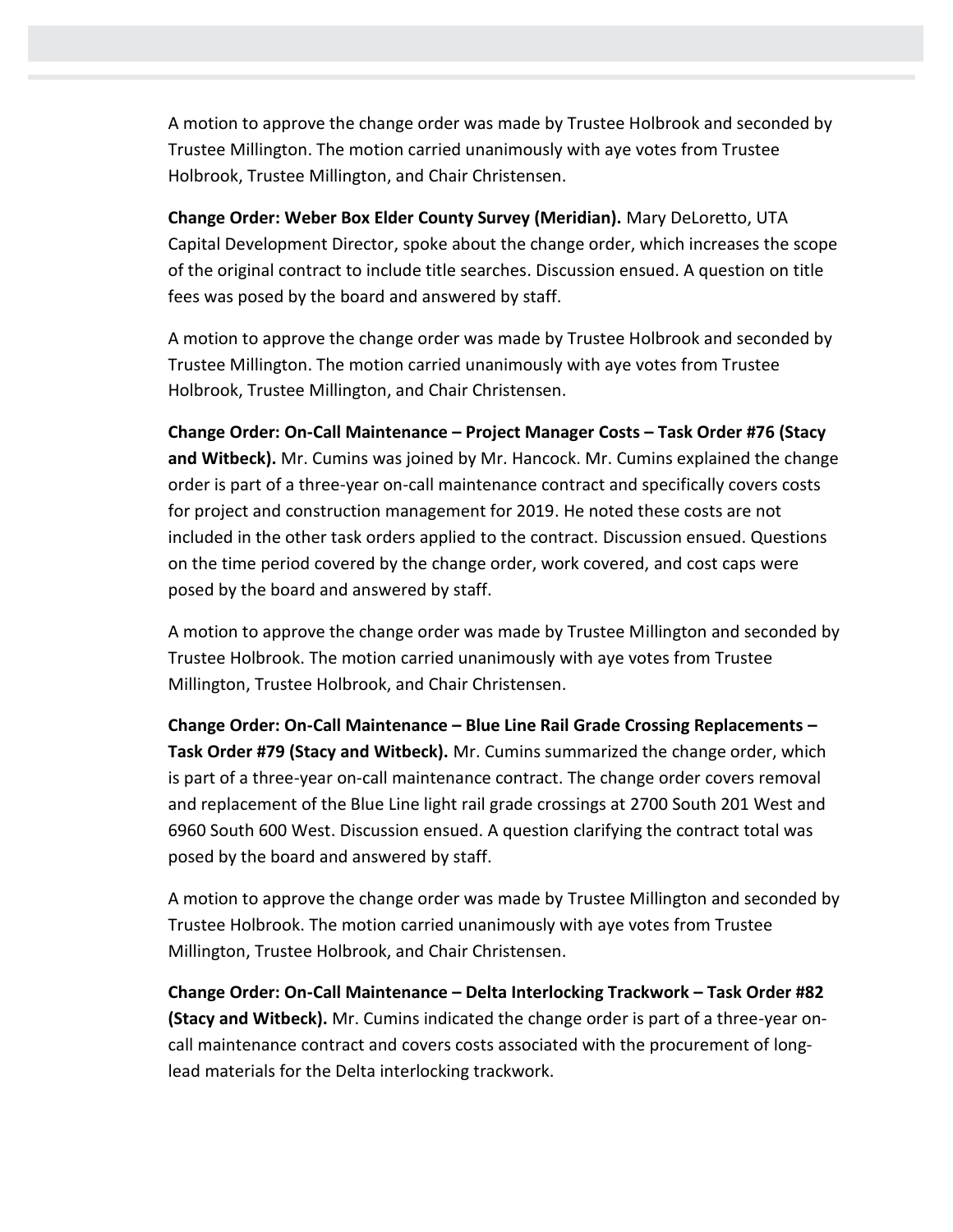A motion to approve the change order was made by Trustee Holbrook and seconded by Trustee Millington. The motion carried unanimously with aye votes from Trustee Holbrook, Trustee Millington, and Chair Christensen.

**Change Order: Weber Box Elder County Survey (Meridian).** Mary DeLoretto, UTA Capital Development Director, spoke about the change order, which increases the scope of the original contract to include title searches. Discussion ensued. A question on title fees was posed by the board and answered by staff.

A motion to approve the change order was made by Trustee Holbrook and seconded by Trustee Millington. The motion carried unanimously with aye votes from Trustee Holbrook, Trustee Millington, and Chair Christensen.

**Change Order: On-Call Maintenance – Project Manager Costs – Task Order #76 (Stacy and Witbeck).** Mr. Cumins was joined by Mr. Hancock. Mr. Cumins explained the change order is part of a three-year on-call maintenance contract and specifically covers costs for project and construction management for 2019. He noted these costs are not included in the other task orders applied to the contract. Discussion ensued. Questions on the time period covered by the change order, work covered, and cost caps were posed by the board and answered by staff.

A motion to approve the change order was made by Trustee Millington and seconded by Trustee Holbrook. The motion carried unanimously with aye votes from Trustee Millington, Trustee Holbrook, and Chair Christensen.

**Change Order: On-Call Maintenance – Blue Line Rail Grade Crossing Replacements – Task Order #79 (Stacy and Witbeck).** Mr. Cumins summarized the change order, which is part of a three-year on-call maintenance contract. The change order covers removal and replacement of the Blue Line light rail grade crossings at 2700 South 201 West and 6960 South 600 West. Discussion ensued. A question clarifying the contract total was posed by the board and answered by staff.

A motion to approve the change order was made by Trustee Millington and seconded by Trustee Holbrook. The motion carried unanimously with aye votes from Trustee Millington, Trustee Holbrook, and Chair Christensen.

**Change Order: On-Call Maintenance – Delta Interlocking Trackwork – Task Order #82 (Stacy and Witbeck).** Mr. Cumins indicated the change order is part of a three-year on-call maintenance contract and covers costs associated with the procurement of long-lead materials for the Delta interlocking trackwork.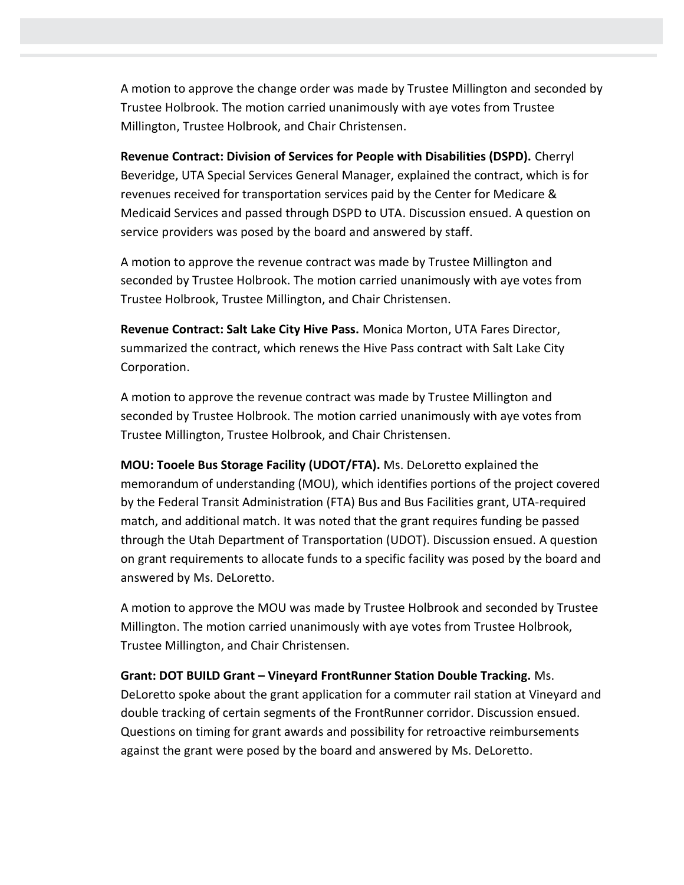A motion to approve the change order was made by Trustee Millington and seconded by Trustee Holbrook. The motion carried unanimously with aye votes from Trustee Millington, Trustee Holbrook, and Chair Christensen.

**Revenue Contract: Division of Services for People with Disabilities (DSPD).** Cherryl Beveridge, UTA Special Services General Manager, explained the contract, which is for revenues received for transportation services paid by the Center for Medicare & Medicaid Services and passed through DSPD to UTA. Discussion ensued. A question on service providers was posed by the board and answered by staff.

A motion to approve the revenue contract was made by Trustee Millington and seconded by Trustee Holbrook. The motion carried unanimously with aye votes from Trustee Holbrook, Trustee Millington, and Chair Christensen.

**Revenue Contract: Salt Lake City Hive Pass.** Monica Morton, UTA Fares Director, summarized the contract, which renews the Hive Pass contract with Salt Lake City Corporation.

A motion to approve the revenue contract was made by Trustee Millington and seconded by Trustee Holbrook. The motion carried unanimously with aye votes from Trustee Millington, Trustee Holbrook, and Chair Christensen.

**MOU: Tooele Bus Storage Facility (UDOT/FTA).** Ms. DeLoretto explained the memorandum of understanding (MOU), which identifies portions of the project covered by the Federal Transit Administration (FTA) Bus and Bus Facilities grant, UTA-required match, and additional match. It was noted that the grant requires funding be passed through the Utah Department of Transportation (UDOT). Discussion ensued. A question on grant requirements to allocate funds to a specific facility was posed by the board and answered by Ms. DeLoretto.

A motion to approve the MOU was made by Trustee Holbrook and seconded by Trustee Millington. The motion carried unanimously with aye votes from Trustee Holbrook, Trustee Millington, and Chair Christensen.

**Grant: DOT BUILD Grant – Vineyard FrontRunner Station Double Tracking.** Ms. DeLoretto spoke about the grant application for a commuter rail station at Vineyard and double tracking of certain segments of the FrontRunner corridor. Discussion ensued. Questions on timing for grant awards and possibility for retroactive reimbursements against the grant were posed by the board and answered by Ms. DeLoretto.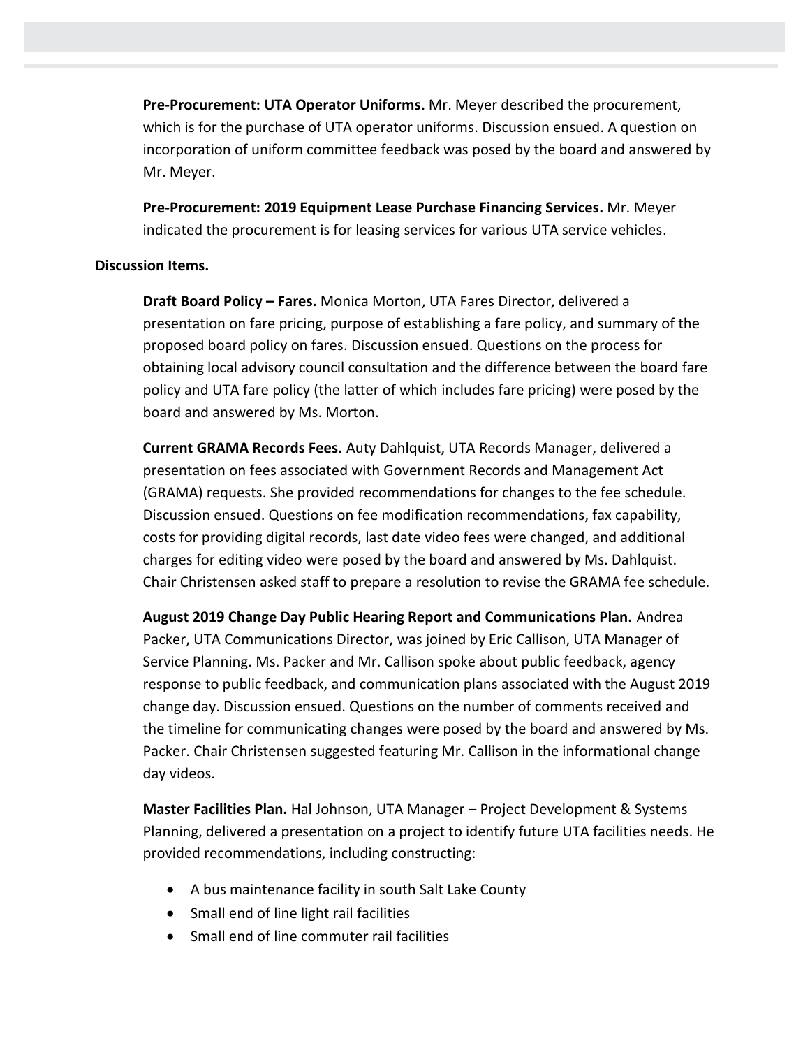**Pre-Procurement: UTA Operator Uniforms.** Mr. Meyer described the procurement, which is for the purchase of UTA operator uniforms. Discussion ensued. A question on incorporation of uniform committee feedback was posed by the board and answered by Mr. Meyer.

**Pre-Procurement: 2019 Equipment Lease Purchase Financing Services.** Mr. Meyer indicated the procurement is for leasing services for various UTA service vehicles.

**Discussion Items.**

**Draft Board Policy – Fares.** Monica Morton, UTA Fares Director, delivered a presentation on fare pricing, purpose of establishing a fare policy, and summary of the proposed board policy on fares. Discussion ensued. Questions on the process for obtaining local advisory council consultation and the difference between the board fare policy and UTA fare policy (the latter of which includes fare pricing) were posed by the board and answered by Ms. Morton.

**Current GRAMA Records Fees.** Auty Dahlquist, UTA Records Manager, delivered a presentation on fees associated with Government Records and Management Act (GRAMA) requests. She provided recommendations for changes to the fee schedule. Discussion ensued. Questions on fee modification recommendations, fax capability, costs for providing digital records, last date video fees were changed, and additional charges for editing video were posed by the board and answered by Ms. Dahlquist. Chair Christensen asked staff to prepare a resolution to revise the GRAMA fee schedule.

**August 2019 Change Day Public Hearing Report and Communications Plan.** Andrea Packer, UTA Communications Director, was joined by Eric Callison, UTA Manager of Service Planning. Ms. Packer and Mr. Callison spoke about public feedback, agency response to public feedback, and communication plans associated with the August 2019 change day. Discussion ensued. Questions on the number of comments received and the timeline for communicating changes were posed by the board and answered by Ms. Packer. Chair Christensen suggested featuring Mr. Callison in the informational change day videos.

**Master Facilities Plan.** Hal Johnson, UTA Manager – Project Development & Systems Planning, delivered a presentation on a project to identify future UTA facilities needs. He provided recommendations, including constructing:

- A bus maintenance facility in south Salt Lake County
- Small end of line light rail facilities
- Small end of line commuter rail facilities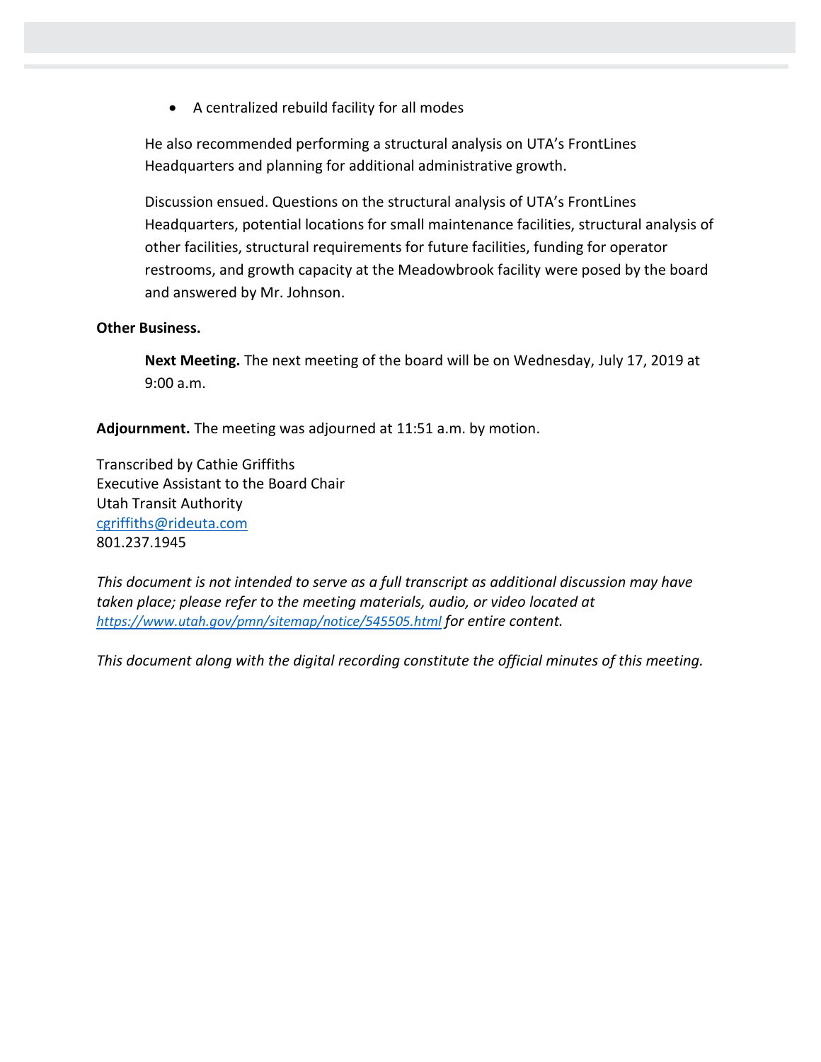- A centralized rebuild facility for all modes

He also recommended performing a structural analysis on UTA's FrontLines Headquarters and planning for additional administrative growth.

Discussion ensued. Questions on the structural analysis of UTA's FrontLines Headquarters, potential locations for small maintenance facilities, structural analysis of other facilities, structural requirements for future facilities, funding for operator restrooms, and growth capacity at the Meadowbrook facility were posed by the board and answered by Mr. Johnson.

**Other Business.**

**Next Meeting.** The next meeting of the board will be on Wednesday, July 17, 2019 at 9:00 a.m.

**Adjournment.** The meeting was adjourned at 11:51 a.m. by motion.

Transcribed by Cathie Griffiths
Executive Assistant to the Board Chair
Utah Transit Authority
cgriffiths@rideuta.com
801.237.1945

*This document is not intended to serve as a full transcript as additional discussion may have taken place; please refer to the meeting materials, audio, or video located at https://www.utah.gov/pmn/sitemap/notice/545505.html for entire content.*

*This document along with the digital recording constitute the official minutes of this meeting.*